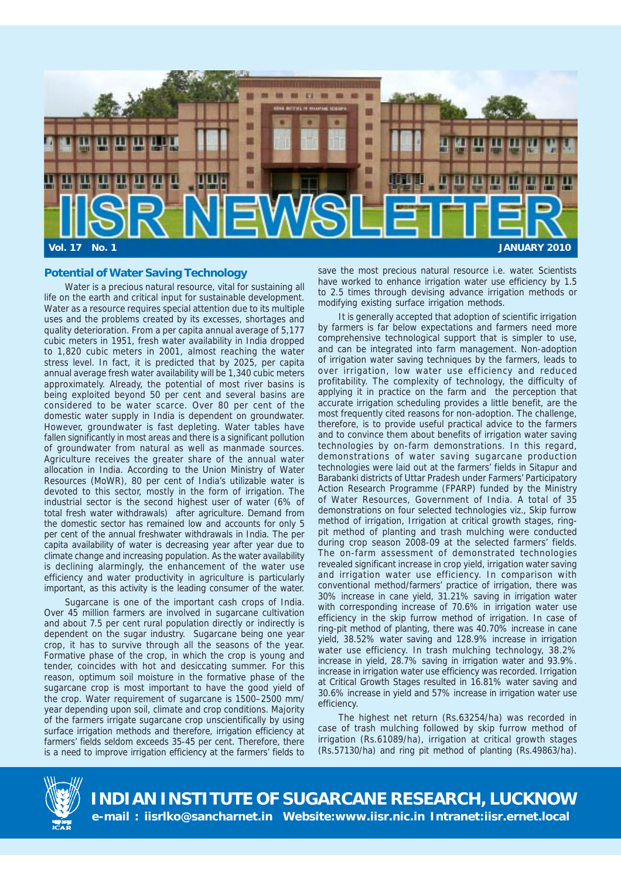# IISR NEWSLETTER

**Vol. 17 No. 1** **JANUARY 2010**

## Potential of Water Saving Technology

Water is a precious natural resource, vital for sustaining all life on the earth and critical input for sustainable development. Water as a resource requires special attention due to its multiple uses and the problems created by its excesses, shortages and quality deterioration. From a per capita annual average of 5,177 cubic meters in 1951, fresh water availability in India dropped to 1,820 cubic meters in 2001, almost reaching the water stress level. In fact, it is predicted that by 2025, per capita annual average fresh water availability will be 1,340 cubic meters approximately. Already, the potential of most river basins is being exploited beyond 50 per cent and several basins are considered to be water scarce. Over 80 per cent of the domestic water supply in India is dependent on groundwater. However, groundwater is fast depleting. Water tables have fallen significantly in most areas and there is a significant pollution of groundwater from natural as well as manmade sources. Agriculture receives the greater share of the annual water allocation in India. According to the Union Ministry of Water Resources (MoWR), 80 per cent of India's utilizable water is devoted to this sector, mostly in the form of irrigation. The industrial sector is the second highest user of water (6% of total fresh water withdrawals) after agriculture. Demand from the domestic sector has remained low and accounts for only 5 per cent of the annual freshwater withdrawals in India. The per capita availability of water is decreasing year after year due to climate change and increasing population. As the water availability is declining alarmingly, the enhancement of the water use efficiency and water productivity in agriculture is particularly important, as this activity is the leading consumer of the water.

Sugarcane is one of the important cash crops of India. Over 45 million farmers are involved in sugarcane cultivation and about 7.5 per cent rural population directly or indirectly is dependent on the sugar industry. Sugarcane being one year crop, it has to survive through all the seasons of the year. Formative phase of the crop, in which the crop is young and tender, coincides with hot and desiccating summer. For this reason, optimum soil moisture in the formative phase of the sugarcane crop is most important to have the good yield of the crop. Water requirement of sugarcane is 1500–2500 mm/year depending upon soil, climate and crop conditions. Majority of the farmers irrigate sugarcane crop unscientifically by using surface irrigation methods and therefore, irrigation efficiency at farmers' fields seldom exceeds 35-45 per cent. Therefore, there is a need to improve irrigation efficiency at the farmers' fields to save the most precious natural resource i.e. water. Scientists have worked to enhance irrigation water use efficiency by 1.5 to 2.5 times through devising advance irrigation methods or modifying existing surface irrigation methods.

It is generally accepted that adoption of scientific irrigation by farmers is far below expectations and farmers need more comprehensive technological support that is simpler to use, and can be integrated into farm management. Non-adoption of irrigation water saving techniques by the farmers, leads to over irrigation, low water use efficiency and reduced profitability. The complexity of technology, the difficulty of applying it in practice on the farm and the perception that accurate irrigation scheduling provides a little benefit, are the most frequently cited reasons for non-adoption. The challenge, therefore, is to provide useful practical advice to the farmers and to convince them about benefits of irrigation water saving technologies by on-farm demonstrations. In this regard, demonstrations of water saving sugarcane production technologies were laid out at the farmers' fields in Sitapur and Barabanki districts of Uttar Pradesh under Farmers' Participatory Action Research Programme (FPARP) funded by the Ministry of Water Resources, Government of India. A total of 35 demonstrations on four selected technologies viz., Skip furrow method of irrigation, Irrigation at critical growth stages, ring-pit method of planting and trash mulching were conducted during crop season 2008-09 at the selected farmers' fields. The on-farm assessment of demonstrated technologies revealed significant increase in crop yield, irrigation water saving and irrigation water use efficiency. In comparison with conventional method/farmers' practice of irrigation, there was 30% increase in cane yield, 31.21% saving in irrigation water with corresponding increase of 70.6% in irrigation water use efficiency in the skip furrow method of irrigation. In case of ring-pit method of planting, there was 40.70% increase in cane yield, 38.52% water saving and 128.9% increase in irrigation water use efficiency. In trash mulching technology, 38.2% increase in yield, 28.7% saving in irrigation water and 93.9%. increase in irrigation water use efficiency was recorded. Irrigation at Critical Growth Stages resulted in 16.81% water saving and 30.6% increase in yield and 57% increase in irrigation water use efficiency.

The highest net return (Rs.63254/ha) was recorded in case of trash mulching followed by skip furrow method of irrigation (Rs.61089/ha), irrigation at critical growth stages (Rs.57130/ha) and ring pit method of planting (Rs.49863/ha).

**INDIAN INSTITUTE OF SUGARCANE RESEARCH, LUCKNOW**

**e-mail : iisrlko@sancharnet.in Website:www.iisr.nic.in Intranet:iisr.ernet.local**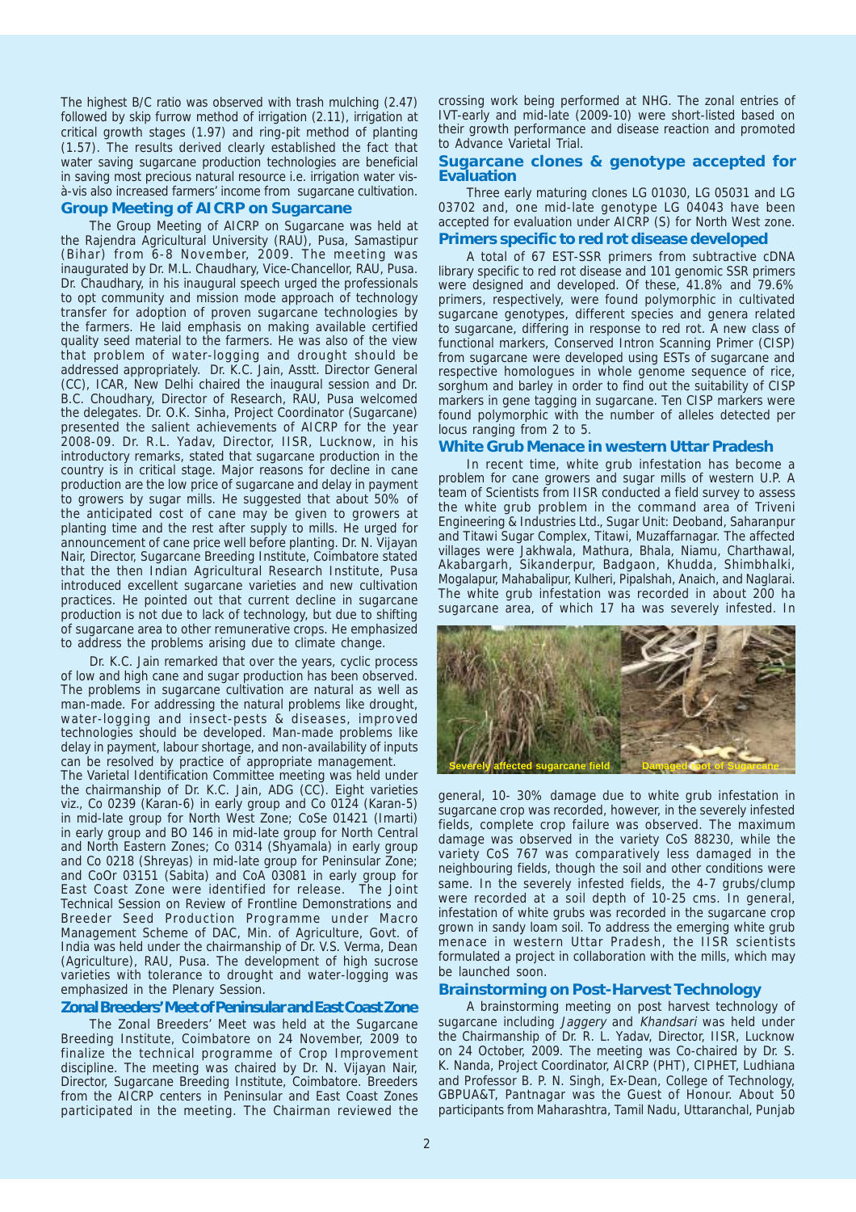The highest B/C ratio was observed with trash mulching (2.47) followed by skip furrow method of irrigation (2.11), irrigation at critical growth stages (1.97) and ring-pit method of planting (1.57). The results derived clearly established the fact that water saving sugarcane production technologies are beneficial in saving most precious natural resource i.e. irrigation water vis-à-vis also increased farmers' income from sugarcane cultivation.

## Group Meeting of AICRP on Sugarcane

The Group Meeting of AICRP on Sugarcane was held at the Rajendra Agricultural University (RAU), Pusa, Samastipur (Bihar) from 6-8 November, 2009. The meeting was inaugurated by Dr. M.L. Chaudhary, Vice-Chancellor, RAU, Pusa. Dr. Chaudhary, in his inaugural speech urged the professionals to opt community and mission mode approach of technology transfer for adoption of proven sugarcane technologies by the farmers. He laid emphasis on making available certified quality seed material to the farmers. He was also of the view that problem of water-logging and drought should be addressed appropriately. Dr. K.C. Jain, Asstt. Director General (CC), ICAR, New Delhi chaired the inaugural session and Dr. B.C. Choudhary, Director of Research, RAU, Pusa welcomed the delegates. Dr. O.K. Sinha, Project Coordinator (Sugarcane) presented the salient achievements of AICRP for the year 2008-09. Dr. R.L. Yadav, Director, IISR, Lucknow, in his introductory remarks, stated that sugarcane production in the country is in critical stage. Major reasons for decline in cane production are the low price of sugarcane and delay in payment to growers by sugar mills. He suggested that about 50% of the anticipated cost of cane may be given to growers at planting time and the rest after supply to mills. He urged for announcement of cane price well before planting. Dr. N. Vijayan Nair, Director, Sugarcane Breeding Institute, Coimbatore stated that the then Indian Agricultural Research Institute, Pusa introduced excellent sugarcane varieties and new cultivation practices. He pointed out that current decline in sugarcane production is not due to lack of technology, but due to shifting of sugarcane area to other remunerative crops. He emphasized to address the problems arising due to climate change.

Dr. K.C. Jain remarked that over the years, cyclic process of low and high cane and sugar production has been observed. The problems in sugarcane cultivation are natural as well as man-made. For addressing the natural problems like drought, water-logging and insect-pests & diseases, improved technologies should be developed. Man-made problems like delay in payment, labour shortage, and non-availability of inputs can be resolved by practice of appropriate management.

The Varietal Identification Committee meeting was held under the chairmanship of Dr. K.C. Jain, ADG (CC). Eight varieties viz., Co 0239 (Karan-6) in early group and Co 0124 (Karan-5) in mid-late group for North West Zone; CoSe 01421 (Imarti) in early group and BO 146 in mid-late group for North Central and North Eastern Zones; Co 0314 (Shyamala) in early group and Co 0218 (Shreyas) in mid-late group for Peninsular Zone; and CoOr 03151 (Sabita) and CoA 03081 in early group for East Coast Zone were identified for release. The Joint Technical Session on Review of Frontline Demonstrations and Breeder Seed Production Programme under Macro Management Scheme of DAC, Min. of Agriculture, Govt. of India was held under the chairmanship of Dr. V.S. Verma, Dean (Agriculture), RAU, Pusa. The development of high sucrose varieties with tolerance to drought and water-logging was emphasized in the Plenary Session.

## Zonal Breeders' Meet of Peninsular and East Coast Zone

The Zonal Breeders' Meet was held at the Sugarcane Breeding Institute, Coimbatore on 24 November, 2009 to finalize the technical programme of Crop Improvement discipline. The meeting was chaired by Dr. N. Vijayan Nair, Director, Sugarcane Breeding Institute, Coimbatore. Breeders from the AICRP centers in Peninsular and East Coast Zones participated in the meeting. The Chairman reviewed the crossing work being performed at NHG. The zonal entries of IVT-early and mid-late (2009-10) were short-listed based on their growth performance and disease reaction and promoted to Advance Varietal Trial.

## Sugarcane clones & genotype accepted for Evaluation

Three early maturing clones LG 01030, LG 05031 and LG 03702 and, one mid-late genotype LG 04043 have been accepted for evaluation under AICRP (S) for North West zone.

## Primers specific to red rot disease developed

A total of 67 EST-SSR primers from subtractive cDNA library specific to red rot disease and 101 genomic SSR primers were designed and developed. Of these, 41.8% and 79.6% primers, respectively, were found polymorphic in cultivated sugarcane genotypes, different species and genera related to sugarcane, differing in response to red rot. A new class of functional markers, Conserved Intron Scanning Primer (CISP) from sugarcane were developed using ESTs of sugarcane and respective homologues in whole genome sequence of rice, sorghum and barley in order to find out the suitability of CISP markers in gene tagging in sugarcane. Ten CISP markers were found polymorphic with the number of alleles detected per locus ranging from 2 to 5.

## White Grub Menace in western Uttar Pradesh

In recent time, white grub infestation has become a problem for cane growers and sugar mills of western U.P. A team of Scientists from IISR conducted a field survey to assess the white grub problem in the command area of Triveni Engineering & Industries Ltd., Sugar Unit: Deoband, Saharanpur and Titawi Sugar Complex, Titawi, Muzaffarnagar. The affected villages were Jakhwala, Mathura, Bhala, Niamu, Charthawal, Akabargarh, Sikanderpur, Badgaon, Khudda, Shimbhalki, Mogalapur, Mahabalipur, Kulheri, Pipalshah, Anaich, and Naglarai. The white grub infestation was recorded in about 200 ha sugarcane area, of which 17 ha was severely infested. In general, 10- 30% damage due to white grub infestation in sugarcane crop was recorded, however, in the severely infested fields, complete crop failure was observed. The maximum damage was observed in the variety CoS 88230, while the variety CoS 767 was comparatively less damaged in the neighbouring fields, though the soil and other conditions were same. In the severely infested fields, the 4-7 grubs/clump were recorded at a soil depth of 10-25 cms. In general, infestation of white grubs was recorded in the sugarcane crop grown in sandy loam soil. To address the emerging white grub menace in western Uttar Pradesh, the IISR scientists formulated a project in collaboration with the mills, which may be launched soon.

Severely affected sugarcane field

Damaged root of Sugarcane

## Brainstorming on Post-Harvest Technology

A brainstorming meeting on post harvest technology of sugarcane including *Jaggery* and *Khandsari* was held under the Chairmanship of Dr. R. L. Yadav, Director, IISR, Lucknow on 24 October, 2009. The meeting was Co-chaired by Dr. S. K. Nanda, Project Coordinator, AICRP (PHT), CIPHET, Ludhiana and Professor B. P. N. Singh, Ex-Dean, College of Technology, GBPUA&T, Pantnagar was the Guest of Honour. About 50 participants from Maharashtra, Tamil Nadu, Uttaranchal, Punjab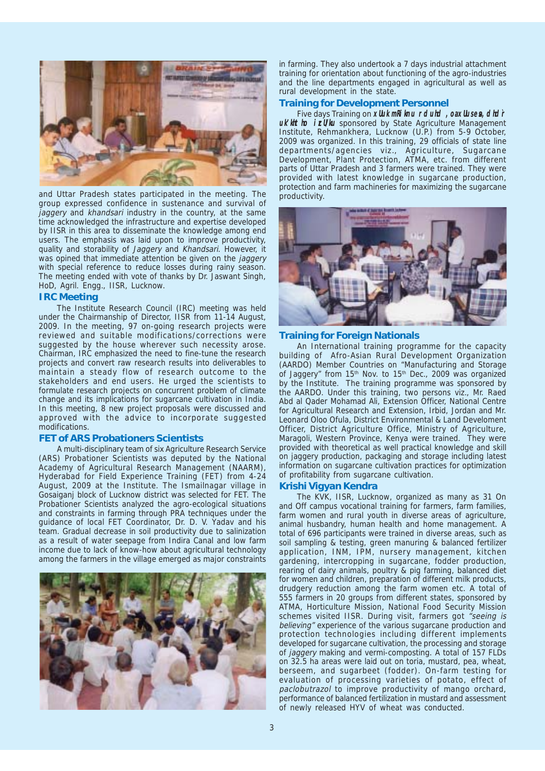and Uttar Pradesh states participated in the meeting. The group expressed confidence in sustenance and survival of *jaggery* and *khandsari* industry in the country, at the same time acknowledged the infrastructure and expertise developed by IISR in this area to disseminate the knowledge among end users. The emphasis was laid upon to improve productivity, quality and storability of *Jaggery* and *Khandsari*. However, it was opined that immediate attention be given on the *jaggery* with special reference to reduce losses during rainy season. The meeting ended with vote of thanks by Dr. Jaswant Singh, HoD, Agril. Engg., IISR, Lucknow.

## IRC Meeting

The Institute Research Council (IRC) meeting was held under the Chairmanship of Director, IISR from 11-14 August, 2009. In the meeting, 97 on-going research projects were reviewed and suitable modifications/corrections were suggested by the house wherever such necessity arose. Chairman, IRC emphasized the need to fine-tune the research projects and convert raw research results into deliverables to maintain a steady flow of research outcome to the stakeholders and end users. He urged the scientists to formulate research projects on concurrent problem of climate change and its implications for sugarcane cultivation in India. In this meeting, 8 new project proposals were discussed and approved with the advice to incorporate suggested modifications.

## FET of ARS Probationers Scientists

A multi-disciplinary team of six Agriculture Research Service (ARS) Probationer Scientists was deputed by the National Academy of Agricultural Research Management (NAARM), Hyderabad for Field Experience Training (FET) from 4-24 August, 2009 at the Institute. The Ismailnagar village in Gosaiganj block of Lucknow district was selected for FET. The Probationer Scientists analyzed the agro-ecological situations and constraints in farming through PRA techniques under the guidance of local FET Coordinator, Dr. D. V. Yadav and his team. Gradual decrease in soil productivity due to salinization as a result of water seepage from Indira Canal and low farm income due to lack of know-how about agricultural technology among the farmers in the village emerged as major constraints in farming. They also undertook a 7 days industrial attachment training for orientation about functioning of the agro-industries and the line departments engaged in agricultural as well as rural development in the state.

## Training for Development Personnel

Five days Training on **xUuk mRiknu rduhd ,oa xUus esa dhV ukf'kho izcU/ku** sponsored by State Agriculture Management Institute, Rehmankhera, Lucknow (U.P.) from 5-9 October, 2009 was organized. In this training, 29 officials of state line departments/agencies viz., Agriculture, Sugarcane Development, Plant Protection, ATMA, etc. from different parts of Uttar Pradesh and 3 farmers were trained. They were provided with latest knowledge in sugarcane production, protection and farm machineries for maximizing the sugarcane productivity.

## Training for Foreign Nationals

An International training programme for the capacity building of Afro-Asian Rural Development Organization (AARDO) Member Countries on "Manufacturing and Storage of Jaggery" from 15th Nov. to 15th Dec., 2009 was organized by the Institute. The training programme was sponsored by the AARDO. Under this training, two persons viz., Mr. Raed Abd al Qader Mohamad Ali, Extension Officer, National Centre for Agricultural Research and Extension, Irbid, Jordan and Mr. Leonard Oloo Ofula, District Environmental & Land Develoment Officer, District Agriculture Office, Ministry of Agriculture, Maragoli, Western Province, Kenya were trained. They were provided with theoretical as well practical knowledge and skill on jaggery production, packaging and storage including latest information on sugarcane cultivation practices for optimization of profitability from sugarcane cultivation.

## Krishi Vigyan Kendra

The KVK, IISR, Lucknow, organized as many as 31 On and Off campus vocational training for farmers, farm families, farm women and rural youth in diverse areas of agriculture, animal husbandry, human health and home management. A total of 696 participants were trained in diverse areas, such as soil sampling & testing, green manuring & balanced fertilizer application, INM, IPM, nursery management, kitchen gardening, intercropping in sugarcane, fodder production, rearing of dairy animals, poultry & pig farming, balanced diet for women and children, preparation of different milk products, drudgery reduction among the farm women etc. A total of 555 farmers in 20 groups from different states, sponsored by ATMA, Horticulture Mission, National Food Security Mission schemes visited IISR. During visit, farmers got *"seeing is believing"* experience of the various sugarcane production and protection technologies including different implements developed for sugarcane cultivation, the processing and storage of *jaggery* making and vermi-composting. A total of 157 FLDs on 32.5 ha areas were laid out on toria, mustard, pea, wheat, berseem, and sugarbeet (fodder). On-farm testing for evaluation of processing varieties of potato, effect of *paclobutrazol* to improve productivity of mango orchard, performance of balanced fertilization in mustard and assessment of newly released HYV of wheat was conducted.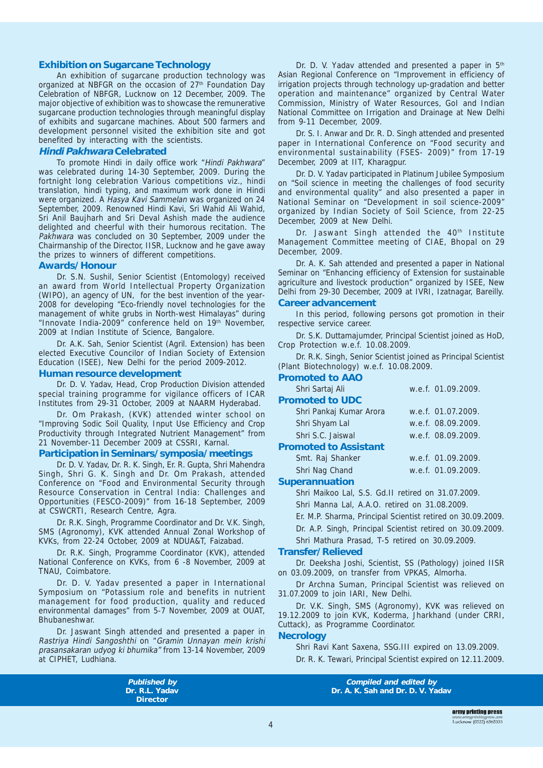## Exhibition on Sugarcane Technology

An exhibition of sugarcane production technology was organized at NBFGR on the occasion of 27th Foundation Day Celebration of NBFGR, Lucknow on 12 December, 2009. The major objective of exhibition was to showcase the remunerative sugarcane production technologies through meaningful display of exhibits and sugarcane machines. About 500 farmers and development personnel visited the exhibition site and got benefited by interacting with the scientists.

## *Hindi Pakhwara* Celebrated

To promote Hindi in daily office work "*Hindi Pakhwara*" was celebrated during 14-30 September, 2009. During the fortnight long celebration Various competitions viz., hindi translation, hindi typing, and maximum work done in Hindi were organized. A *Hasya Kavi Sammelan* was organized on 24 September, 2009. Renowned Hindi Kavi, Sri Wahid Ali Wahid, Sri Anil Baujharh and Sri Deval Ashish made the audience delighted and cheerful with their humorous recitation. The *Pakhwara* was concluded on 30 September, 2009 under the Chairmanship of the Director, IISR, Lucknow and he gave away the prizes to winners of different competitions.

## Awards/Honour

Dr. S.N. Sushil, Senior Scientist (Entomology) received an award from World Intellectual Property Organization (WIPO), an agency of UN, for the best invention of the year-2008 for developing "Eco-friendly novel technologies for the management of white grubs in North-west Himalayas" during "Innovate India-2009" conference held on 19th November, 2009 at Indian Institute of Science, Bangalore.

Dr. A.K. Sah, Senior Scientist (Agril. Extension) has been elected Executive Councilor of Indian Society of Extension Education (ISEE), New Delhi for the period 2009-2012.

## Human resource development

Dr. D. V. Yadav, Head, Crop Production Division attended special training programme for vigilance officers of ICAR Institutes from 29-31 October, 2009 at NAARM Hyderabad.

Dr. Om Prakash, (KVK) attended winter school on "Improving Sodic Soil Quality, Input Use Efficiency and Crop Productivity through Integrated Nutrient Management" from 21 November-11 December 2009 at CSSRI, Karnal.

## Participation in Seminars/symposia/meetings

Dr. D. V. Yadav, Dr. R. K. Singh, Er. R. Gupta, Shri Mahendra Singh, Shri G. K. Singh and Dr. Om Prakash, attended Conference on "Food and Environmental Security through Resource Conservation in Central India: Challenges and Opportunities (FESCO-2009)" from 16-18 September, 2009 at CSWCRTI, Research Centre, Agra.

Dr. R.K. Singh, Programme Coordinator and Dr. V.K. Singh, SMS (Agronomy), KVK attended Annual Zonal Workshop of KVKs, from 22-24 October, 2009 at NDUA&T, Faizabad.

Dr. R.K. Singh, Programme Coordinator (KVK), attended National Conference on KVKs, from 6 -8 November, 2009 at TNAU, Coimbatore.

Dr. D. V. Yadav presented a paper in International Symposium on "Potassium role and benefits in nutrient management for food production, quality and reduced environmental damages" from 5-7 November, 2009 at OUAT, Bhubaneshwar.

Dr. Jaswant Singh attended and presented a paper in *Rastriya Hindi Sangoshthi* on "*Gramin Unnayan mein krishi prasansakaran udyog ki bhumika*" from 13-14 November, 2009 at CIPHET, Ludhiana.

Dr. D. V. Yadav attended and presented a paper in 5th Asian Regional Conference on "Improvement in efficiency of irrigation projects through technology up-gradation and better operation and maintenance" organized by Central Water Commission, Ministry of Water Resources, GoI and Indian National Committee on Irrigation and Drainage at New Delhi from 9-11 December, 2009.

Dr. S. I. Anwar and Dr. R. D. Singh attended and presented paper in International Conference on "Food security and environmental sustainability (FSES- 2009)" from 17-19 December, 2009 at IIT, Kharagpur.

Dr. D. V. Yadav participated in Platinum Jubilee Symposium on "Soil science in meeting the challenges of food security and environmental quality" and also presented a paper in National Seminar on "Development in soil science-2009" organized by Indian Society of Soil Science, from 22-25 December, 2009 at New Delhi.

Dr. Jaswant Singh attended the 40th Institute Management Committee meeting of CIAE, Bhopal on 29 December, 2009.

Dr. A. K. Sah attended and presented a paper in National Seminar on "Enhancing efficiency of Extension for sustainable agriculture and livestock production" organized by ISEE, New Delhi from 29-30 December, 2009 at IVRI, Izatnagar, Bareilly.

## Career advancement

In this period, following persons got promotion in their respective service career.

Dr. S.K. Duttamajumder, Principal Scientist joined as HoD, Crop Protection w.e.f. 10.08.2009.

Dr. R.K. Singh, Senior Scientist joined as Principal Scientist (Plant Biotechnology) w.e.f. 10.08.2009.

## Promoted to AAO

Shri Sartaj Ali w.e.f. 01.09.2009.

## Promoted to UDC

Shri Pankaj Kumar Arora w.e.f. 01.07.2009.

Shri Shyam Lal w.e.f. 08.09.2009.

Shri S.C. Jaiswal w.e.f. 08.09.2009.

## Promoted to Assistant

Smt. Raj Shanker w.e.f. 01.09.2009.

Shri Nag Chand w.e.f. 01.09.2009.

## Superannuation

Shri Maikoo Lal, S.S. Gd.II retired on 31.07.2009.

Shri Manna Lal, A.A.O. retired on 31.08.2009.

Er. M.P. Sharma, Principal Scientist retired on 30.09.2009.

Dr. A.P. Singh, Principal Scientist retired on 30.09.2009.

Shri Mathura Prasad, T-5 retired on 30.09.2009.

## Transfer/Relieved

Dr. Deeksha Joshi, Scientist, SS (Pathology) joined IISR on 03.09.2009, on transfer from VPKAS, Almorha.

Dr Archna Suman, Principal Scientist was relieved on 31.07.2009 to join IARI, New Delhi.

Dr. V.K. Singh, SMS (Agronomy), KVK was relieved on 19.12.2009 to join KVK, Koderma, Jharkhand (under CRRI, Cuttack), as Programme Coordinator.

## Necrology

Shri Ravi Kant Saxena, SSG.III expired on 13.09.2009.

Dr. R. K. Tewari, Principal Scientist expired on 12.11.2009.

**Published by**
**Dr. R.L. Yadav**
**Director**

**Compiled and edited by**
**Dr. A. K. Sah and Dr. D. V. Yadav**

army printing press
www.armyprintingpress.com
Lucknow (0522) 6565333